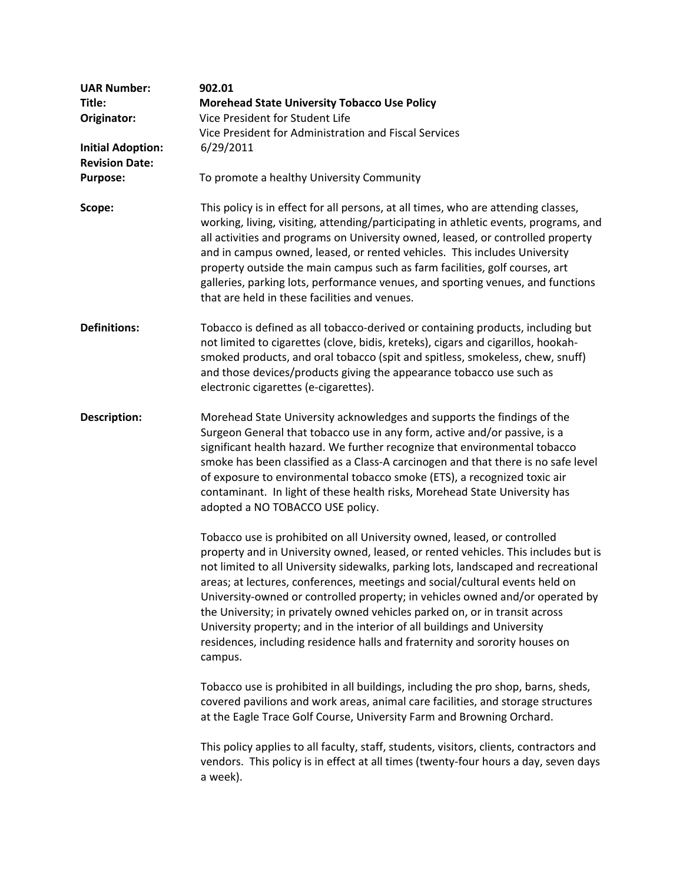**UAR Number:** **902.01**

**Title:** **Morehead State University Tobacco Use Policy**

**Originator:** Vice President for Student Life
Vice President for Administration and Fiscal Services

**Initial Adoption:** 6/29/2011

**Revision Date:**

**Purpose:** To promote a healthy University Community

**Scope:** This policy is in effect for all persons, at all times, who are attending classes, working, living, visiting, attending/participating in athletic events, programs, and all activities and programs on University owned, leased, or controlled property and in campus owned, leased, or rented vehicles. This includes University property outside the main campus such as farm facilities, golf courses, art galleries, parking lots, performance venues, and sporting venues, and functions that are held in these facilities and venues.

**Definitions:** Tobacco is defined as all tobacco-derived or containing products, including but not limited to cigarettes (clove, bidis, kreteks), cigars and cigarillos, hookah-smoked products, and oral tobacco (spit and spitless, smokeless, chew, snuff) and those devices/products giving the appearance tobacco use such as electronic cigarettes (e-cigarettes).

**Description:** Morehead State University acknowledges and supports the findings of the Surgeon General that tobacco use in any form, active and/or passive, is a significant health hazard. We further recognize that environmental tobacco smoke has been classified as a Class-A carcinogen and that there is no safe level of exposure to environmental tobacco smoke (ETS), a recognized toxic air contaminant. In light of these health risks, Morehead State University has adopted a NO TOBACCO USE policy.

Tobacco use is prohibited on all University owned, leased, or controlled property and in University owned, leased, or rented vehicles. This includes but is not limited to all University sidewalks, parking lots, landscaped and recreational areas; at lectures, conferences, meetings and social/cultural events held on University-owned or controlled property; in vehicles owned and/or operated by the University; in privately owned vehicles parked on, or in transit across University property; and in the interior of all buildings and University residences, including residence halls and fraternity and sorority houses on campus.

Tobacco use is prohibited in all buildings, including the pro shop, barns, sheds, covered pavilions and work areas, animal care facilities, and storage structures at the Eagle Trace Golf Course, University Farm and Browning Orchard.

This policy applies to all faculty, staff, students, visitors, clients, contractors and vendors. This policy is in effect at all times (twenty-four hours a day, seven days a week).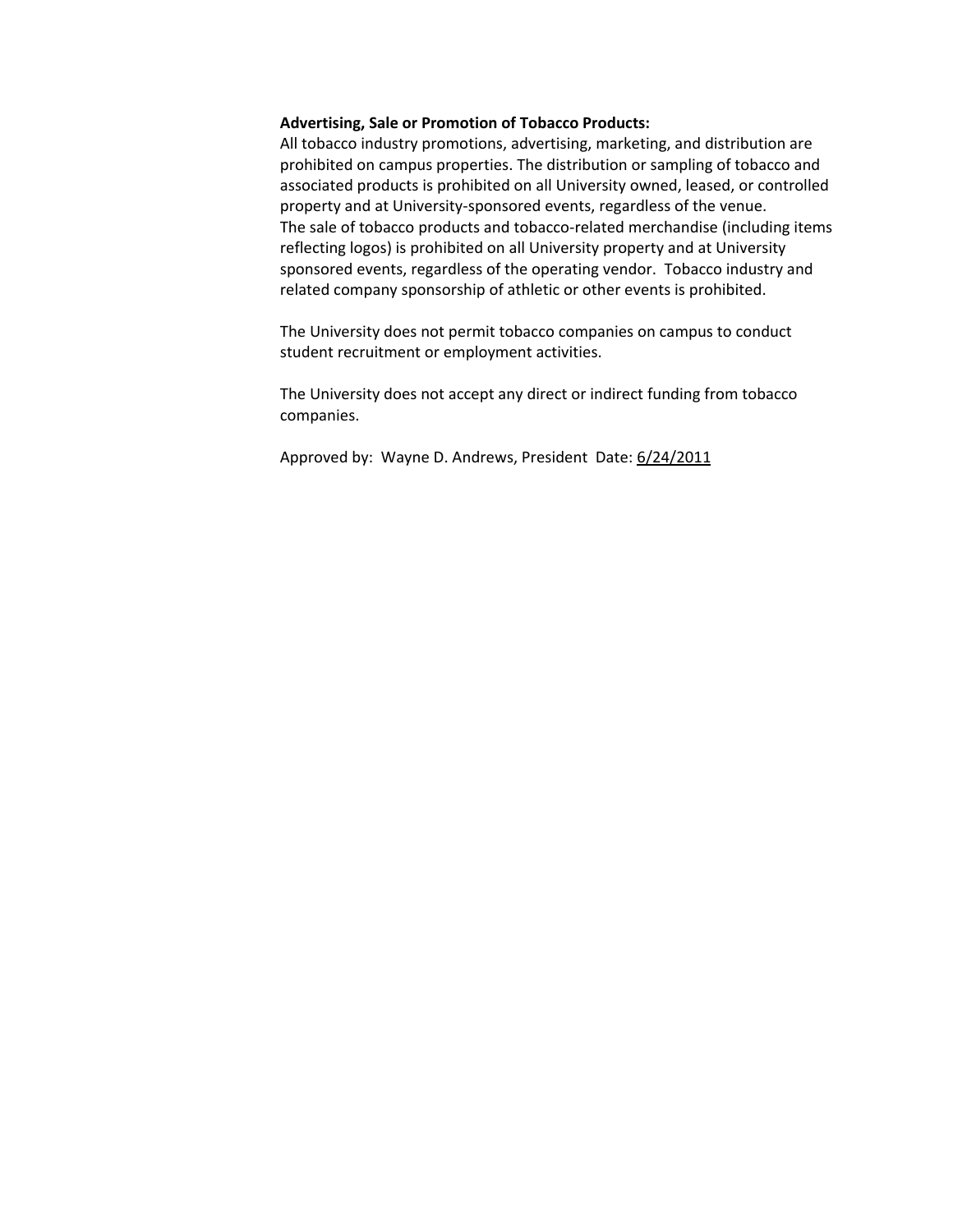**Advertising, Sale or Promotion of Tobacco Products:**
All tobacco industry promotions, advertising, marketing, and distribution are prohibited on campus properties. The distribution or sampling of tobacco and associated products is prohibited on all University owned, leased, or controlled property and at University-sponsored events, regardless of the venue.
The sale of tobacco products and tobacco-related merchandise (including items reflecting logos) is prohibited on all University property and at University sponsored events, regardless of the operating vendor. Tobacco industry and related company sponsorship of athletic or other events is prohibited.

The University does not permit tobacco companies on campus to conduct student recruitment or employment activities.

The University does not accept any direct or indirect funding from tobacco companies.

Approved by: Wayne D. Andrews, President Date: 6/24/2011